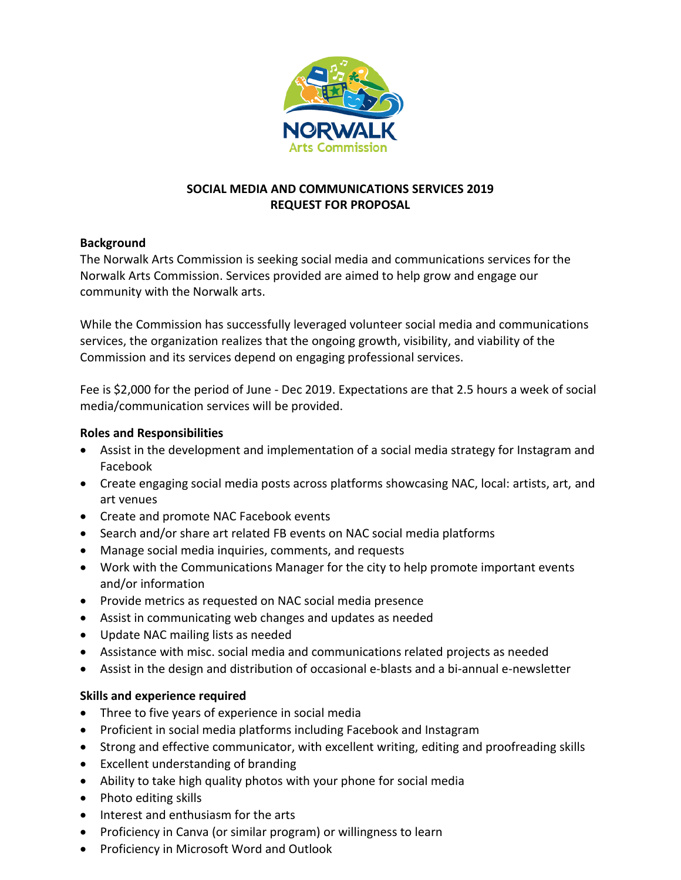NORWALK Arts Commission

**SOCIAL MEDIA AND COMMUNICATIONS SERVICES 2019**
**REQUEST FOR PROPOSAL**

**Background**

The Norwalk Arts Commission is seeking social media and communications services for the Norwalk Arts Commission. Services provided are aimed to help grow and engage our community with the Norwalk arts.

While the Commission has successfully leveraged volunteer social media and communications services, the organization realizes that the ongoing growth, visibility, and viability of the Commission and its services depend on engaging professional services.

Fee is $2,000 for the period of June - Dec 2019. Expectations are that 2.5 hours a week of social media/communication services will be provided.

**Roles and Responsibilities**

- Assist in the development and implementation of a social media strategy for Instagram and Facebook
- Create engaging social media posts across platforms showcasing NAC, local: artists, art, and art venues
- Create and promote NAC Facebook events
- Search and/or share art related FB events on NAC social media platforms
- Manage social media inquiries, comments, and requests
- Work with the Communications Manager for the city to help promote important events and/or information
- Provide metrics as requested on NAC social media presence
- Assist in communicating web changes and updates as needed
- Update NAC mailing lists as needed
- Assistance with misc. social media and communications related projects as needed
- Assist in the design and distribution of occasional e-blasts and a bi-annual e-newsletter

**Skills and experience required**

- Three to five years of experience in social media
- Proficient in social media platforms including Facebook and Instagram
- Strong and effective communicator, with excellent writing, editing and proofreading skills
- Excellent understanding of branding
- Ability to take high quality photos with your phone for social media
- Photo editing skills
- Interest and enthusiasm for the arts
- Proficiency in Canva (or similar program) or willingness to learn
- Proficiency in Microsoft Word and Outlook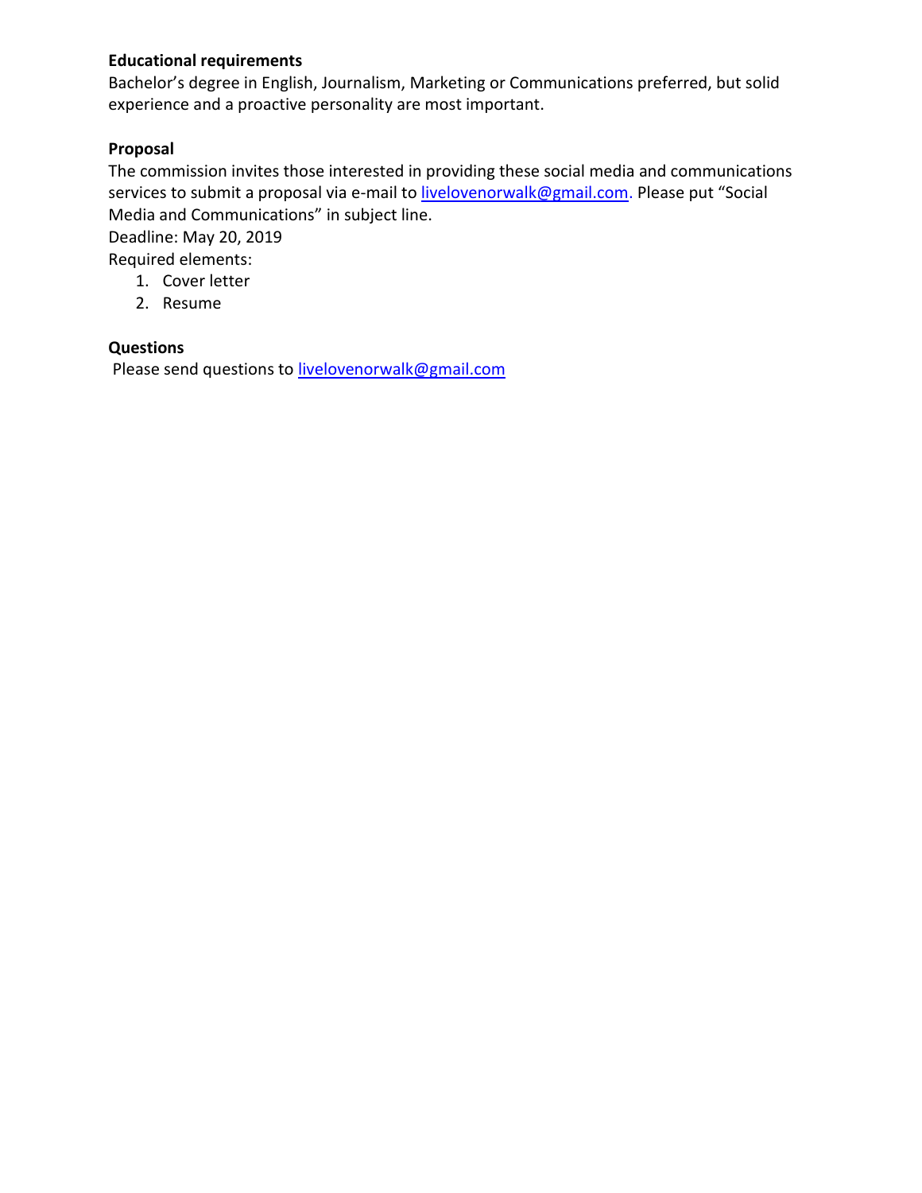**Educational requirements**

Bachelor's degree in English, Journalism, Marketing or Communications preferred, but solid experience and a proactive personality are most important.

**Proposal**

The commission invites those interested in providing these social media and communications services to submit a proposal via e-mail to livelovenorwalk@gmail.com. Please put "Social Media and Communications" in subject line.

Deadline: May 20, 2019

Required elements:

1. Cover letter
2. Resume

**Questions**

Please send questions to livelovenorwalk@gmail.com